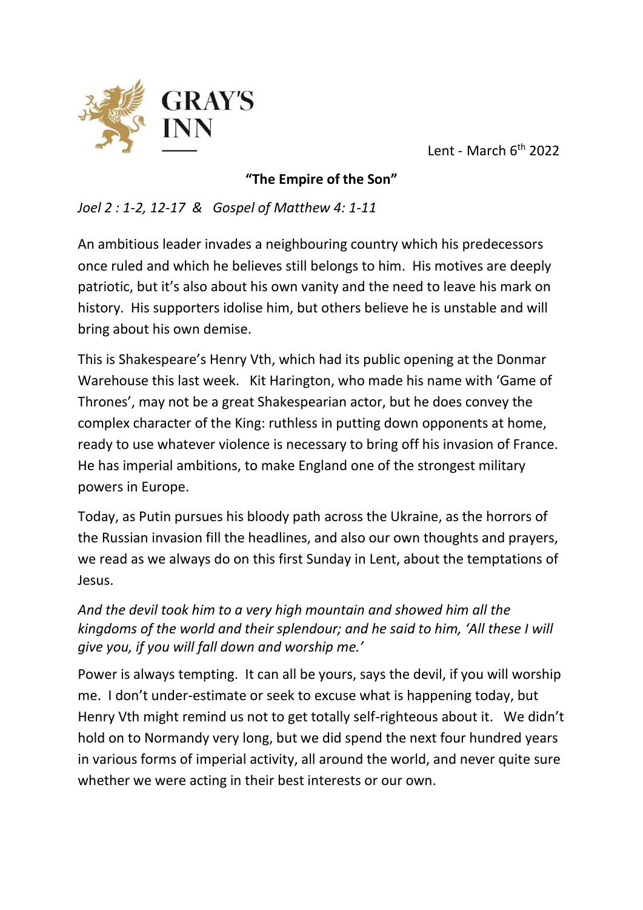GRAY'S INN

Lent - March 6th 2022

**"The Empire of the Son"**

*Joel 2 : 1-2, 12-17 & Gospel of Matthew 4: 1-11*

An ambitious leader invades a neighbouring country which his predecessors once ruled and which he believes still belongs to him. His motives are deeply patriotic, but it's also about his own vanity and the need to leave his mark on history. His supporters idolise him, but others believe he is unstable and will bring about his own demise.

This is Shakespeare's Henry Vth, which had its public opening at the Donmar Warehouse this last week. Kit Harington, who made his name with 'Game of Thrones', may not be a great Shakespearian actor, but he does convey the complex character of the King: ruthless in putting down opponents at home, ready to use whatever violence is necessary to bring off his invasion of France. He has imperial ambitions, to make England one of the strongest military powers in Europe.

Today, as Putin pursues his bloody path across the Ukraine, as the horrors of the Russian invasion fill the headlines, and also our own thoughts and prayers, we read as we always do on this first Sunday in Lent, about the temptations of Jesus.

*And the devil took him to a very high mountain and showed him all the kingdoms of the world and their splendour; and he said to him, 'All these I will give you, if you will fall down and worship me.'*

Power is always tempting. It can all be yours, says the devil, if you will worship me. I don't under-estimate or seek to excuse what is happening today, but Henry Vth might remind us not to get totally self-righteous about it. We didn't hold on to Normandy very long, but we did spend the next four hundred years in various forms of imperial activity, all around the world, and never quite sure whether we were acting in their best interests or our own.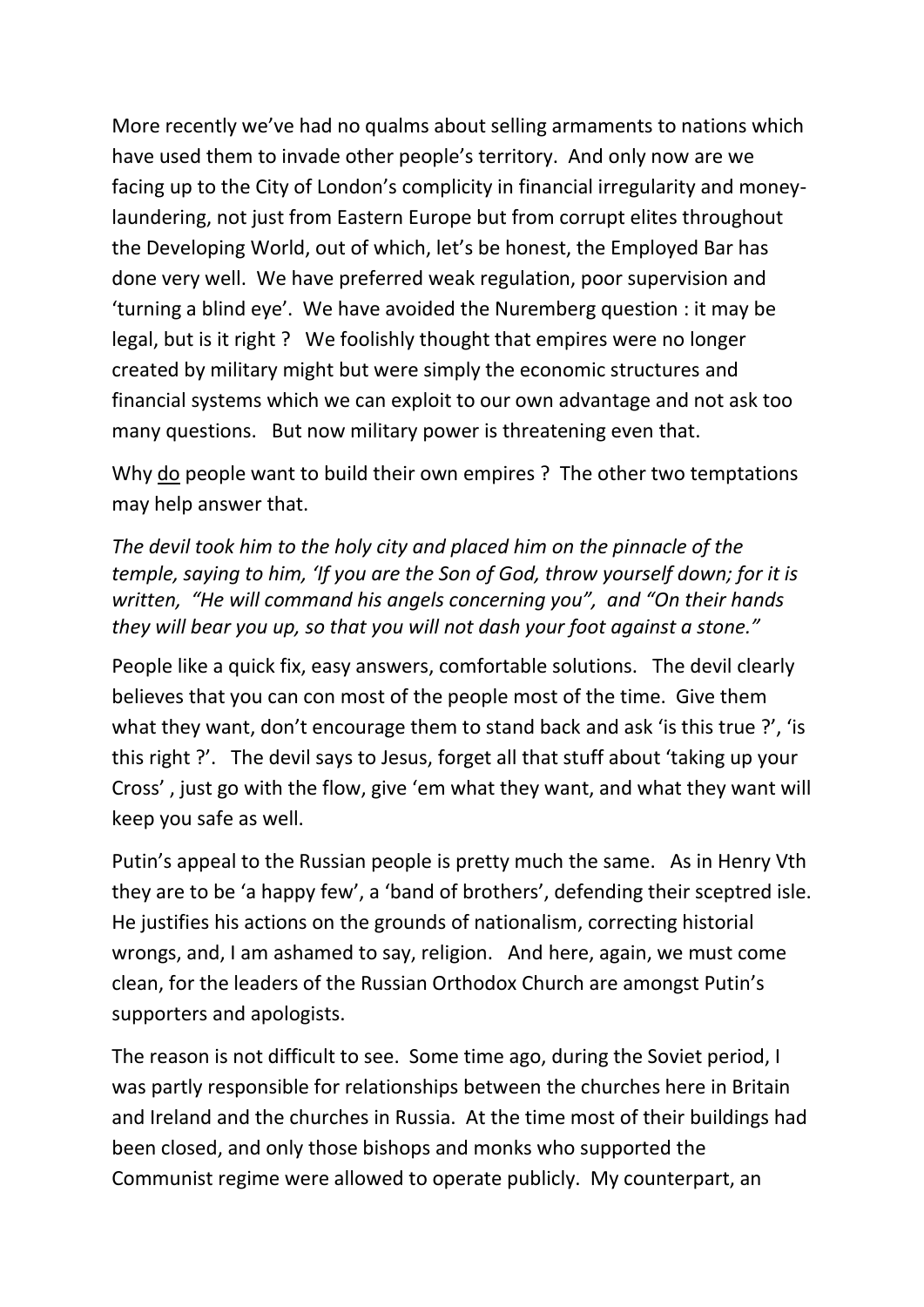More recently we've had no qualms about selling armaments to nations which have used them to invade other people's territory. And only now are we facing up to the City of London's complicity in financial irregularity and money-laundering, not just from Eastern Europe but from corrupt elites throughout the Developing World, out of which, let's be honest, the Employed Bar has done very well. We have preferred weak regulation, poor supervision and 'turning a blind eye'. We have avoided the Nuremberg question : it may be legal, but is it right ? We foolishly thought that empires were no longer created by military might but were simply the economic structures and financial systems which we can exploit to our own advantage and not ask too many questions. But now military power is threatening even that.

Why <u>do</u> people want to build their own empires ? The other two temptations may help answer that.

*The devil took him to the holy city and placed him on the pinnacle of the temple, saying to him, 'If you are the Son of God, throw yourself down; for it is written, "He will command his angels concerning you", and "On their hands they will bear you up, so that you will not dash your foot against a stone."*

People like a quick fix, easy answers, comfortable solutions. The devil clearly believes that you can con most of the people most of the time. Give them what they want, don't encourage them to stand back and ask 'is this true ?', 'is this right ?'. The devil says to Jesus, forget all that stuff about 'taking up your Cross' , just go with the flow, give 'em what they want, and what they want will keep you safe as well.

Putin's appeal to the Russian people is pretty much the same. As in Henry Vth they are to be 'a happy few', a 'band of brothers', defending their sceptred isle. He justifies his actions on the grounds of nationalism, correcting historial wrongs, and, I am ashamed to say, religion. And here, again, we must come clean, for the leaders of the Russian Orthodox Church are amongst Putin's supporters and apologists.

The reason is not difficult to see. Some time ago, during the Soviet period, I was partly responsible for relationships between the churches here in Britain and Ireland and the churches in Russia. At the time most of their buildings had been closed, and only those bishops and monks who supported the Communist regime were allowed to operate publicly. My counterpart, an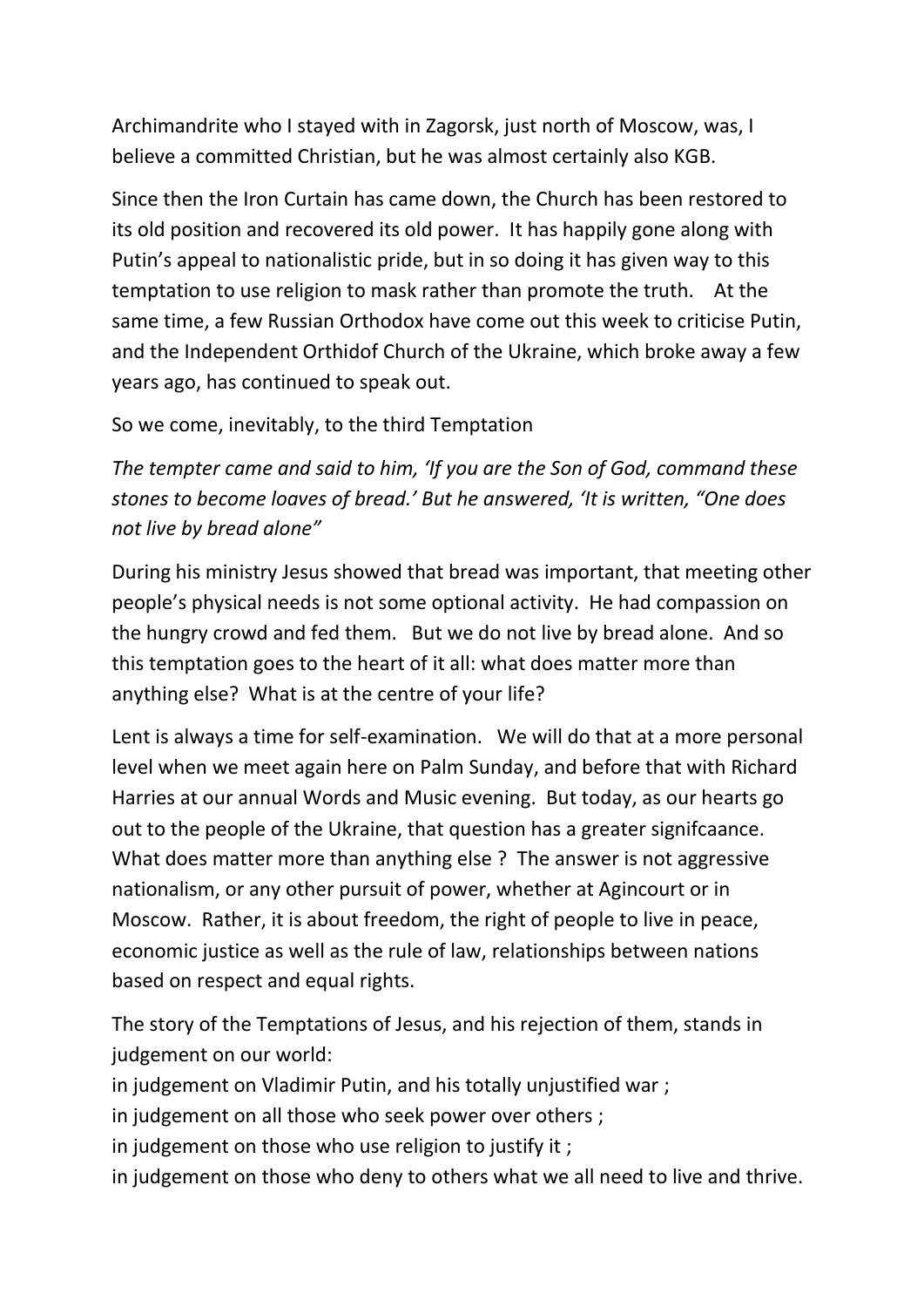Archimandrite who I stayed with in Zagorsk, just north of Moscow, was, I believe a committed Christian, but he was almost certainly also KGB.

Since then the Iron Curtain has came down, the Church has been restored to its old position and recovered its old power. It has happily gone along with Putin's appeal to nationalistic pride, but in so doing it has given way to this temptation to use religion to mask rather than promote the truth. At the same time, a few Russian Orthodox have come out this week to criticise Putin, and the Independent Orthidof Church of the Ukraine, which broke away a few years ago, has continued to speak out.

So we come, inevitably, to the third Temptation

*The tempter came and said to him, 'If you are the Son of God, command these stones to become loaves of bread.' But he answered, 'It is written, "One does not live by bread alone"*

During his ministry Jesus showed that bread was important, that meeting other people's physical needs is not some optional activity. He had compassion on the hungry crowd and fed them. But we do not live by bread alone. And so this temptation goes to the heart of it all: what does matter more than anything else? What is at the centre of your life?

Lent is always a time for self-examination. We will do that at a more personal level when we meet again here on Palm Sunday, and before that with Richard Harries at our annual Words and Music evening. But today, as our hearts go out to the people of the Ukraine, that question has a greater signifcaance. What does matter more than anything else ? The answer is not aggressive nationalism, or any other pursuit of power, whether at Agincourt or in Moscow. Rather, it is about freedom, the right of people to live in peace, economic justice as well as the rule of law, relationships between nations based on respect and equal rights.

The story of the Temptations of Jesus, and his rejection of them, stands in judgement on our world:
in judgement on Vladimir Putin, and his totally unjustified war ;
in judgement on all those who seek power over others ;
in judgement on those who use religion to justify it ;
in judgement on those who deny to others what we all need to live and thrive.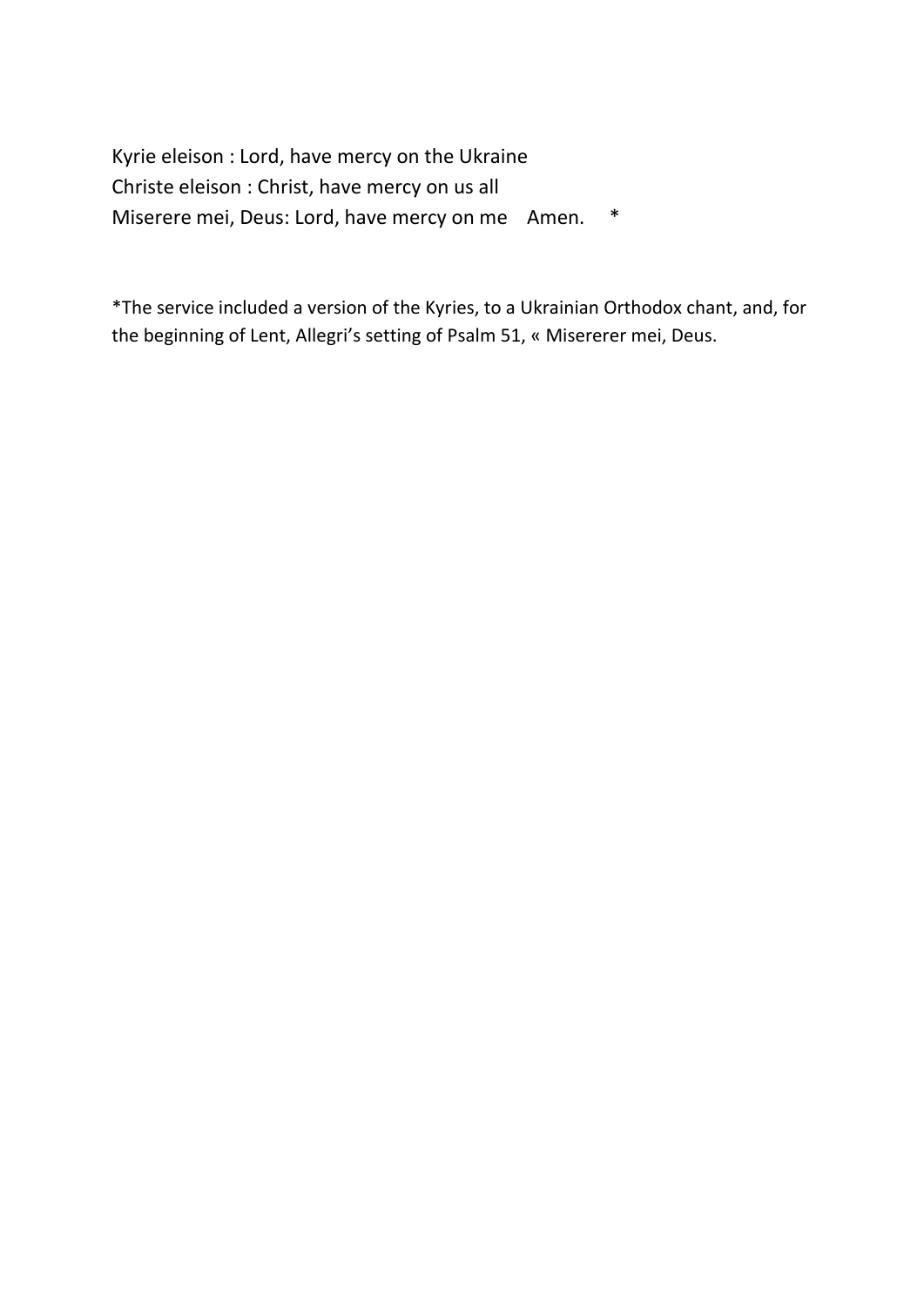Kyrie eleison : Lord, have mercy on the Ukraine
Christe eleison : Christ, have mercy on us all
Miserere mei, Deus: Lord, have mercy on me    Amen.    *

*The service included a version of the Kyries, to a Ukrainian Orthodox chant, and, for the beginning of Lent, Allegri's setting of Psalm 51, « Misererer mei, Deus.